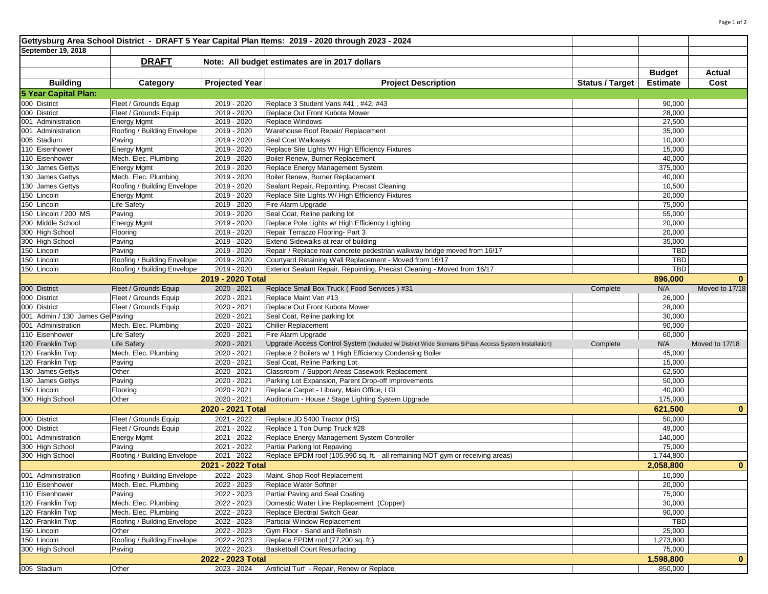| Gettysburg Area School District - DRAFT 5 Year Capital Plan Items: 2019 - 2020 through 2023 - 2024 | | | | | | |
|---|---|---|---|---|---|---|
| September 19, 2018 | | | | | | |
| | **DRAFT** | Note: All budget estimates are in 2017 dollars | | | | |
| **Building** | **Category** | **Projected Year** | **Project Description** | **Status / Target** | **Budget Estimate** | **Actual Cost** |
| **5 Year Capital Plan:** | | | | | | |
| 000 District | Fleet / Grounds Equip | 2019 - 2020 | Replace 3 Student Vans #41 , #42, #43 | | 90,000 | |
| 000 District | Fleet / Grounds Equip | 2019 - 2020 | Replace Out Front Kubota Mower | | 28,000 | |
| 001 Administration | Energy Mgmt | 2019 - 2020 | Replace Windows | | 27,500 | |
| 001 Administration | Roofing / Building Envelope | 2019 - 2020 | Warehouse Roof Repair/ Replacement | | 35,000 | |
| 005 Stadium | Paving | 2019 - 2020 | Seal Coat Walkways | | 10,000 | |
| 110 Eisenhower | Energy Mgmt | 2019 - 2020 | Replace Site Lights W/ High Efficiency Fixtures | | 15,000 | |
| 110 Eisenhower | Mech. Elec. Plumbing | 2019 - 2020 | Boiler Renew, Burner Replacement | | 40,000 | |
| 130 James Gettys | Energy Mgmt | 2019 - 2020 | Replace Energy Management System | | 375,000 | |
| 130 James Gettys | Mech. Elec. Plumbing | 2019 - 2020 | Boiler Renew, Burner Replacement | | 40,000 | |
| 130 James Gettys | Roofing / Building Envelope | 2019 - 2020 | Sealant Repair, Repointing, Precast Cleaning | | 10,500 | |
| 150 Lincoln | Energy Mgmt | 2019 - 2020 | Replace Site Lights W/ High Efficiency Fixtures | | 20,000 | |
| 150 Lincoln | Life Safety | 2019 - 2020 | Fire Alarm Upgrade | | 75,000 | |
| 150 Lincoln / 200 MS | Paving | 2019 - 2020 | Seal Coat, Reline parking lot | | 55,000 | |
| 200 Middle School | Energy Mgmt | 2019 - 2020 | Replace Pole Lights w/ High Efficiency Lighting | | 20,000 | |
| 300 High School | Flooring | 2019 - 2020 | Repair Terrazzo Flooring- Part 3 | | 20,000 | |
| 300 High School | Paving | 2019 - 2020 | Extend Sidewalks at rear of building | | 35,000 | |
| 150 Lincoln | Paving | 2019 - 2020 | Repair / Replace rear concrete pedestrian walkway bridge moved from 16/17 | | TBD | |
| 150 Lincoln | Roofing / Building Envelope | 2019 - 2020 | Courtyard Retaining Wall Replacement - Moved from 16/17 | | TBD | |
| 150 Lincoln | Roofing / Building Envelope | 2019 - 2020 | Exterior Sealant Repair, Repointing, Precast Cleaning - Moved from 16/17 | | TBD | |
| | | **2019 - 2020 Total** | | | **896,000** | **0** |
| 000 District | Fleet / Grounds Equip | 2020 - 2021 | Replace Small Box Truck ( Food Services ) #31 | Complete | N/A | Moved to 17/18 |
| 000 District | Fleet / Grounds Equip | 2020 - 2021 | Replace Maint Van #13 | | 26,000 | |
| 000 District | Fleet / Grounds Equip | 2020 - 2021 | Replace Out Front Kubota Mower | | 28,000 | |
| 001 Admin / 130 James Gettys | Paving | 2020 - 2021 | Seal Coat, Reline parking lot | | 30,000 | |
| 001 Administration | Mech. Elec. Plumbing | 2020 - 2021 | Chiller Replacement | | 90,000 | |
| 110 Eisenhower | Life Safety | 2020 - 2021 | Fire Alarm Upgrade | | 60,000 | |
| 120 Franklin Twp | Life Safety | 2020 - 2021 | Upgrade Access Control System (Included w/ District Wide Siemans SiPass Access System Installation) | Complete | N/A | Moved to 17/18 |
| 120 Franklin Twp | Mech. Elec. Plumbing | 2020 - 2021 | Replace 2 Boilers w/ 1 High Efficiency Condensing Boiler | | 45,000 | |
| 120 Franklin Twp | Paving | 2020 - 2021 | Seal Coat, Reline Parking Lot | | 15,000 | |
| 130 James Gettys | Other | 2020 - 2021 | Classroom / Support Areas Casework Replacement | | 62,500 | |
| 130 James Gettys | Paving | 2020 - 2021 | Parking Lot Expansion, Parent Drop-off Improvements | | 50,000 | |
| 150 Lincoln | Flooring | 2020 - 2021 | Replace Carpet - Library, Main Office, LGI | | 40,000 | |
| 300 High School | Other | 2020 - 2021 | Auditorium - House / Stage Lighting System Upgrade | | 175,000 | |
| | | **2020 - 2021 Total** | | | **621,500** | **0** |
| 000 District | Fleet / Grounds Equip | 2021 - 2022 | Replace JD 5400 Tractor (HS) | | 50,000 | |
| 000 District | Fleet / Grounds Equip | 2021 - 2022 | Replace 1 Ton Dump Truck #28 | | 49,000 | |
| 001 Administration | Energy Mgmt | 2021 - 2022 | Replace Energy Management System Controller | | 140,000 | |
| 300 High School | Paving | 2021 - 2022 | Partial Parking lot Repaving | | 75,000 | |
| 300 High School | Roofing / Building Envelope | 2021 - 2022 | Replace EPDM roof (105,990 sq. ft. - all remaining NOT gym or receiving areas) | | 1,744,800 | |
| | | **2021 - 2022 Total** | | | **2,058,800** | **0** |
| 001 Administration | Roofing / Building Envelope | 2022 - 2023 | Maint. Shop Roof Replacement | | 10,000 | |
| 110 Eisenhower | Mech. Elec. Plumbing | 2022 - 2023 | Replace Water Softner | | 20,000 | |
| 110 Eisenhower | Paving | 2022 - 2023 | Partial Paving and Seal Coating | | 75,000 | |
| 120 Franklin Twp | Mech. Elec. Plumbing | 2022 - 2023 | Domestic Water Line Replacement (Copper) | | 30,000 | |
| 120 Franklin Twp | Mech. Elec. Plumbing | 2022 - 2023 | Replace Electrial Switch Gear | | 90,000 | |
| 120 Franklin Twp | Roofing / Building Envelope | 2022 - 2023 | Particial Window Replacement | | TBD | |
| 150 Lincoln | Other | 2022 - 2023 | Gym Floor - Sand and Refinish | | 25,000 | |
| 150 Lincoln | Roofing / Building Envelope | 2022 - 2023 | Replace EPDM roof (77,200 sq. ft.) | | 1,273,800 | |
| 300 High School | Paving | 2022 - 2023 | Basketball Court Resurfacing | | 75,000 | |
| | | **2022 - 2023 Total** | | | **1,598,800** | **0** |
| 005 Stadium | Other | 2023 - 2024 | Artificial Turf - Repair, Renew or Replace | | 850,000 | |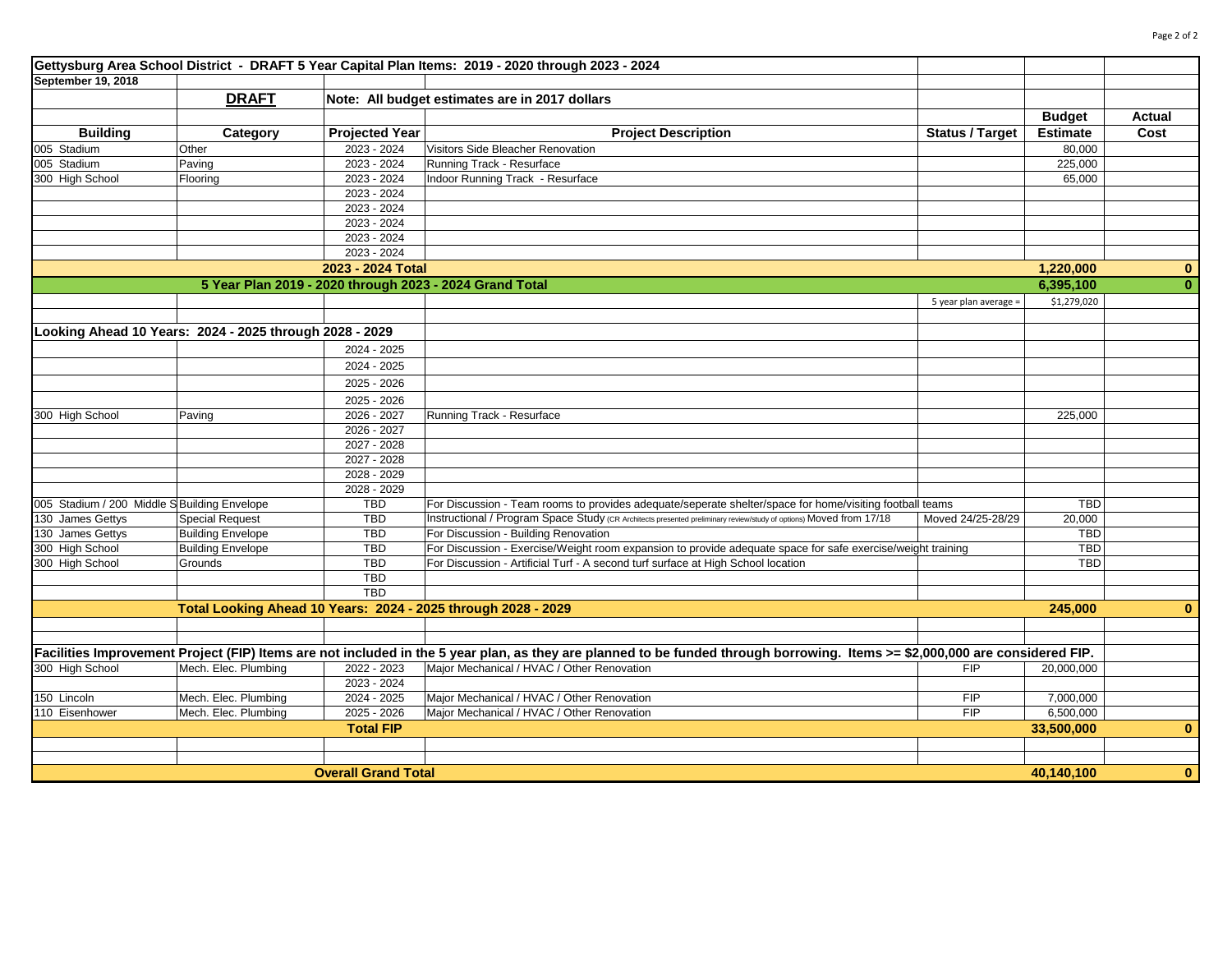| Gettysburg Area School District - DRAFT 5 Year Capital Plan Items: 2019 - 2020 through 2023 - 2024 | | | | | | |
|---|---|---|---|---|---|---|
| September 19, 2018 | | | | | | |
| | **DRAFT** | Note: All budget estimates are in 2017 dollars | | | | |
| | | | | | **Budget** | **Actual** |
| **Building** | **Category** | **Projected Year** | **Project Description** | **Status / Target** | **Estimate** | **Cost** |
| 005 Stadium | Other | 2023 - 2024 | Visitors Side Bleacher Renovation | | 80,000 | |
| 005 Stadium | Paving | 2023 - 2024 | Running Track - Resurface | | 225,000 | |
| 300 High School | Flooring | 2023 - 2024 | Indoor Running Track - Resurface | | 65,000 | |
| | | 2023 - 2024 | | | | |
| | | 2023 - 2024 | | | | |
| | | 2023 - 2024 | | | | |
| | | 2023 - 2024 | | | | |
| | | 2023 - 2024 | | | | |
| | | **2023 - 2024 Total** | | | **1,220,000** | **0** |
| | **5 Year Plan 2019 - 2020 through 2023 - 2024 Grand Total** | | | | **6,395,100** | **0** |
| | | | | 5 year plan average = | $1,279,020 | |
| | | | | | | |
| **Looking Ahead 10 Years: 2024 - 2025 through 2028 - 2029** | | | | | | |
| | | 2024 - 2025 | | | | |
| | | 2024 - 2025 | | | | |
| | | 2025 - 2026 | | | | |
| | | 2025 - 2026 | | | | |
| 300 High School | Paving | 2026 - 2027 | Running Track - Resurface | | 225,000 | |
| | | 2026 - 2027 | | | | |
| | | 2027 - 2028 | | | | |
| | | 2027 - 2028 | | | | |
| | | 2028 - 2029 | | | | |
| | | 2028 - 2029 | | | | |
| 005 Stadium / 200 Middle S | Building Envelope | TBD | For Discussion - Team rooms to provides adequate/seperate shelter/space for home/visiting football teams | | TBD | |
| 130 James Gettys | Special Request | TBD | Instructional / Program Space Study (CR Architects presented preliminary review/study of options) Moved from 17/18 | Moved 24/25-28/29 | 20,000 | |
| 130 James Gettys | Building Envelope | TBD | For Discussion - Building Renovation | | TBD | |
| 300 High School | Building Envelope | TBD | For Discussion - Exercise/Weight room expansion to provide adequate space for safe exercise/weight training | | TBD | |
| 300 High School | Grounds | TBD | For Discussion - Artificial Turf - A second turf surface at High School location | | TBD | |
| | | TBD | | | | |
| | | TBD | | | | |
| | **Total Looking Ahead 10 Years: 2024 - 2025 through 2028 - 2029** | | | | **245,000** | **0** |
| | | | | | | |
| | | | | | | |
| **Facilities Improvement Project (FIP) Items are not included in the 5 year plan, as they are planned to be funded through borrowing. Items >= $2,000,000 are considered FIP.** | | | | | | |
| 300 High School | Mech. Elec. Plumbing | 2022 - 2023 | Major Mechanical / HVAC / Other Renovation | FIP | 20,000,000 | |
| | | 2023 - 2024 | | | | |
| 150 Lincoln | Mech. Elec. Plumbing | 2024 - 2025 | Major Mechanical / HVAC / Other Renovation | FIP | 7,000,000 | |
| 110 Eisenhower | Mech. Elec. Plumbing | 2025 - 2026 | Major Mechanical / HVAC / Other Renovation | FIP | 6,500,000 | |
| | | **Total FIP** | | | **33,500,000** | **0** |
| | | | | | | |
| | | | | | | |
| | | **Overall Grand Total** | | | **40,140,100** | **0** |